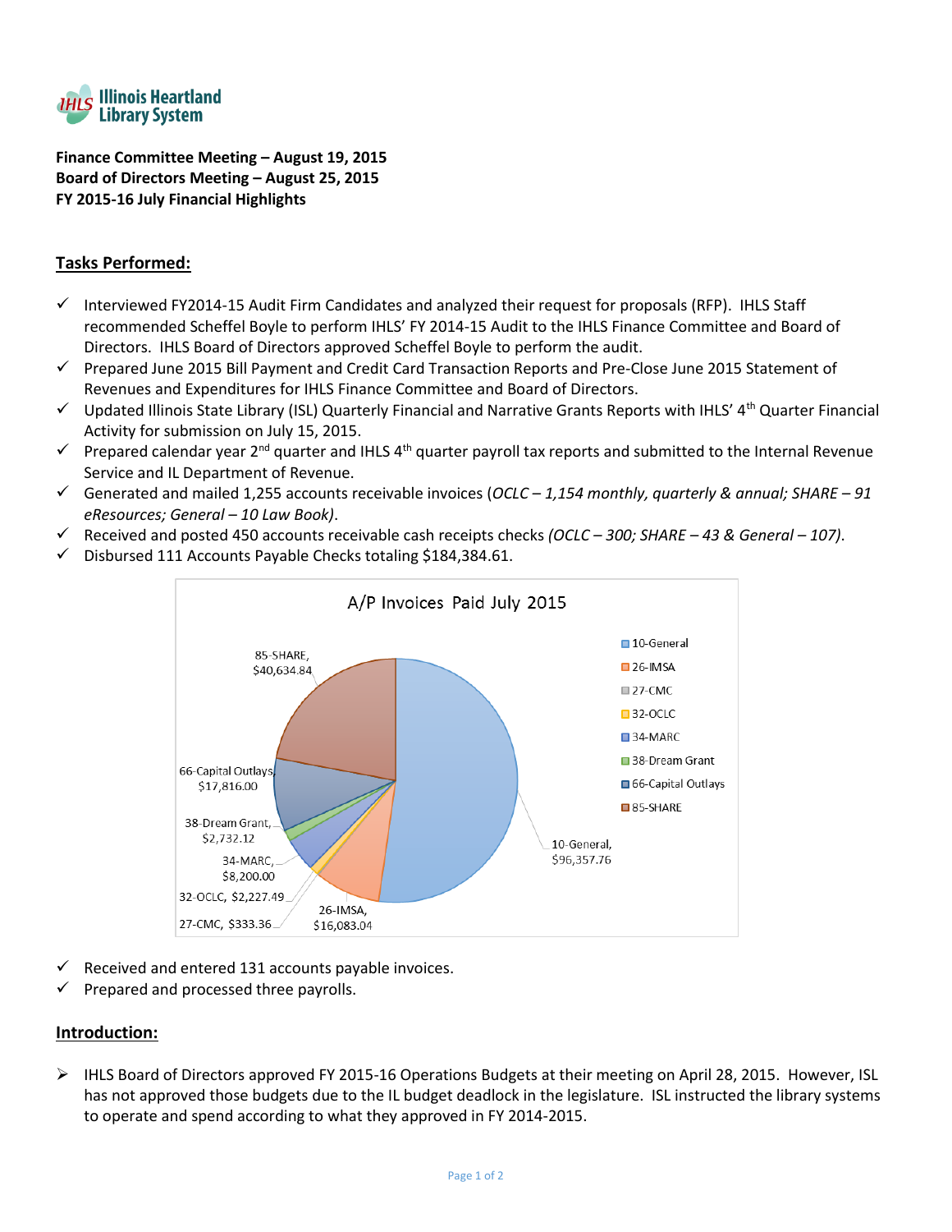**Illinois Heartland Library System**

**Finance Committee Meeting – August 19, 2015**
**Board of Directors Meeting – August 25, 2015**
**FY 2015-16 July Financial Highlights**

## Tasks Performed:

- ✓ Interviewed FY2014-15 Audit Firm Candidates and analyzed their request for proposals (RFP). IHLS Staff recommended Scheffel Boyle to perform IHLS' FY 2014-15 Audit to the IHLS Finance Committee and Board of Directors. IHLS Board of Directors approved Scheffel Boyle to perform the audit.
- ✓ Prepared June 2015 Bill Payment and Credit Card Transaction Reports and Pre-Close June 2015 Statement of Revenues and Expenditures for IHLS Finance Committee and Board of Directors.
- ✓ Updated Illinois State Library (ISL) Quarterly Financial and Narrative Grants Reports with IHLS' 4th Quarter Financial Activity for submission on July 15, 2015.
- ✓ Prepared calendar year 2nd quarter and IHLS 4th quarter payroll tax reports and submitted to the Internal Revenue Service and IL Department of Revenue.
- ✓ Generated and mailed 1,255 accounts receivable invoices (*OCLC – 1,154 monthly, quarterly & annual; SHARE – 91 eResources; General – 10 Law Book*).
- ✓ Received and posted 450 accounts receivable cash receipts checks *(OCLC – 300; SHARE – 43 & General – 107)*.
- ✓ Disbursed 111 Accounts Payable Checks totaling $184,384.61.

**A/P Invoices Paid July 2015**

| Fund | Amount |
|---|---|
| 10-General | $96,357.76 |
| 26-IMSA | $16,083.04 |
| 27-CMC | $333.36 |
| 32-OCLC | $2,227.49 |
| 34-MARC | $8,200.00 |
| 38-Dream Grant | $2,732.12 |
| 66-Capital Outlays | $17,816.00 |
| 85-SHARE | $40,634.84 |

- ✓ Received and entered 131 accounts payable invoices.
- ✓ Prepared and processed three payrolls.

## Introduction:

- ➢ IHLS Board of Directors approved FY 2015-16 Operations Budgets at their meeting on April 28, 2015. However, ISL has not approved those budgets due to the IL budget deadlock in the legislature. ISL instructed the library systems to operate and spend according to what they approved in FY 2014-2015.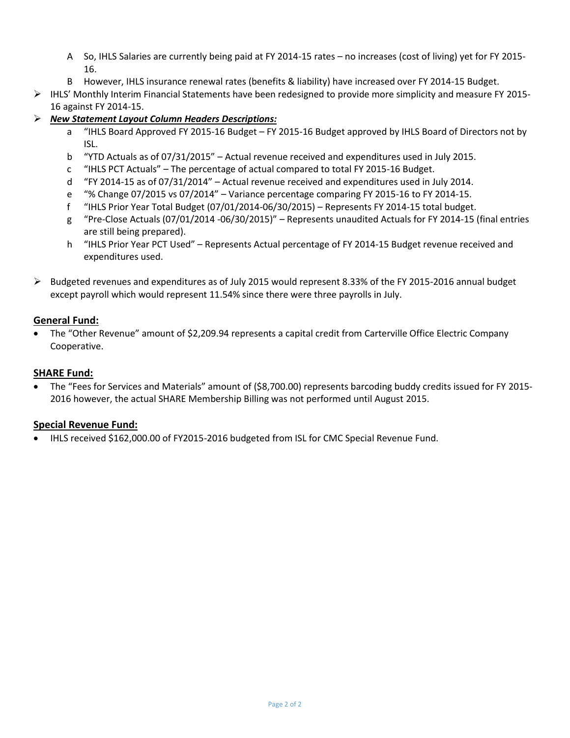A. So, IHLS Salaries are currently being paid at FY 2014-15 rates – no increases (cost of living) yet for FY 2015-16.

B. However, IHLS insurance renewal rates (benefits & liability) have increased over FY 2014-15 Budget.

- IHLS' Monthly Interim Financial Statements have been redesigned to provide more simplicity and measure FY 2015-16 against FY 2014-15.
- ***New Statement Layout Column Headers Descriptions:***
  - a. "IHLS Board Approved FY 2015-16 Budget – FY 2015-16 Budget approved by IHLS Board of Directors not by ISL.
  - b. "YTD Actuals as of 07/31/2015" – Actual revenue received and expenditures used in July 2015.
  - c. "IHLS PCT Actuals" – The percentage of actual compared to total FY 2015-16 Budget.
  - d. "FY 2014-15 as of 07/31/2014" – Actual revenue received and expenditures used in July 2014.
  - e. "% Change 07/2015 vs 07/2014" – Variance percentage comparing FY 2015-16 to FY 2014-15.
  - f. "IHLS Prior Year Total Budget (07/01/2014-06/30/2015) – Represents FY 2014-15 total budget.
  - g. "Pre-Close Actuals (07/01/2014 -06/30/2015)" – Represents unaudited Actuals for FY 2014-15 (final entries are still being prepared).
  - h. "IHLS Prior Year PCT Used" – Represents Actual percentage of FY 2014-15 Budget revenue received and expenditures used.
- Budgeted revenues and expenditures as of July 2015 would represent 8.33% of the FY 2015-2016 annual budget except payroll which would represent 11.54% since there were three payrolls in July.

## General Fund:

- The "Other Revenue" amount of $2,209.94 represents a capital credit from Carterville Office Electric Company Cooperative.

## SHARE Fund:

- The "Fees for Services and Materials" amount of ($8,700.00) represents barcoding buddy credits issued for FY 2015-2016 however, the actual SHARE Membership Billing was not performed until August 2015.

## Special Revenue Fund:

- IHLS received $162,000.00 of FY2015-2016 budgeted from ISL for CMC Special Revenue Fund.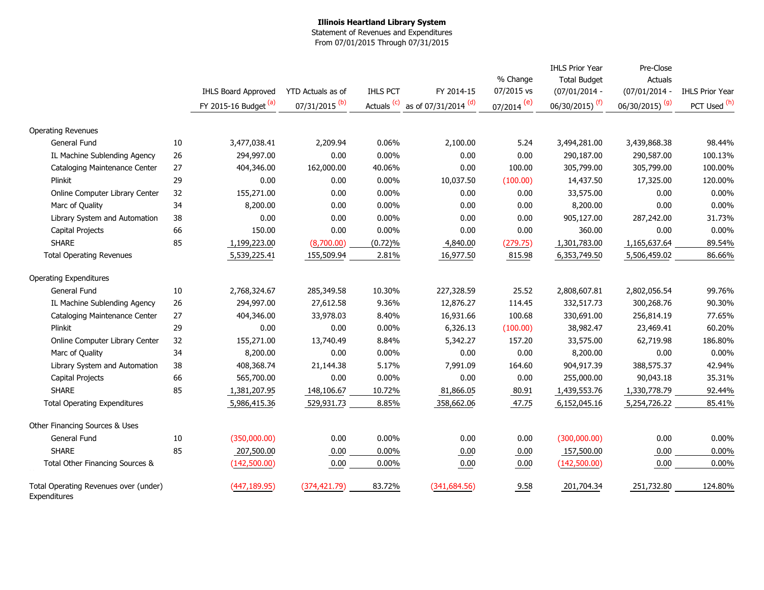**Illinois Heartland Library System**

Statement of Revenues and Expenditures

From 07/01/2015 Through 07/31/2015

| | | IHLS Board Approved FY 2015-16 Budget [a] | YTD Actuals as of 07/31/2015 [b] | IHLS PCT Actuals [c] | FY 2014-15 as of 07/31/2014 [d] | % Change 07/2015 vs 07/2014 [e] | IHLS Prior Year Total Budget (07/01/2014 - 06/30/2015) [f] | Pre-Close Actuals (07/01/2014 - 06/30/2015) [g] | IHLS Prior Year PCT Used [h] |
|---|---|---|---|---|---|---|---|---|---|
| **Operating Revenues** | | | | | | | | | |
| General Fund | 10 | 3,477,038.41 | 2,209.94 | 0.06% | 2,100.00 | 5.24 | 3,494,281.00 | 3,439,868.38 | 98.44% |
| IL Machine Sublending Agency | 26 | 294,997.00 | 0.00 | 0.00% | 0.00 | 0.00 | 290,187.00 | 290,587.00 | 100.13% |
| Cataloging Maintenance Center | 27 | 404,346.00 | 162,000.00 | 40.06% | 0.00 | 100.00 | 305,799.00 | 305,799.00 | 100.00% |
| Plinkit | 29 | 0.00 | 0.00 | 0.00% | 10,037.50 | (100.00) | 14,437.50 | 17,325.00 | 120.00% |
| Online Computer Library Center | 32 | 155,271.00 | 0.00 | 0.00% | 0.00 | 0.00 | 33,575.00 | 0.00 | 0.00% |
| Marc of Quality | 34 | 8,200.00 | 0.00 | 0.00% | 0.00 | 0.00 | 8,200.00 | 0.00 | 0.00% |
| Library System and Automation | 38 | 0.00 | 0.00 | 0.00% | 0.00 | 0.00 | 905,127.00 | 287,242.00 | 31.73% |
| Capital Projects | 66 | 150.00 | 0.00 | 0.00% | 0.00 | 0.00 | 360.00 | 0.00 | 0.00% |
| SHARE | 85 | 1,199,223.00 | (8,700.00) | (0.72)% | 4,840.00 | (279.75) | 1,301,783.00 | 1,165,637.64 | 89.54% |
| Total Operating Revenues | | 5,539,225.41 | 155,509.94 | 2.81% | 16,977.50 | 815.98 | 6,353,749.50 | 5,506,459.02 | 86.66% |
| **Operating Expenditures** | | | | | | | | | |
| General Fund | 10 | 2,768,324.67 | 285,349.58 | 10.30% | 227,328.59 | 25.52 | 2,808,607.81 | 2,802,056.54 | 99.76% |
| IL Machine Sublending Agency | 26 | 294,997.00 | 27,612.58 | 9.36% | 12,876.27 | 114.45 | 332,517.73 | 300,268.76 | 90.30% |
| Cataloging Maintenance Center | 27 | 404,346.00 | 33,978.03 | 8.40% | 16,931.66 | 100.68 | 330,691.00 | 256,814.19 | 77.65% |
| Plinkit | 29 | 0.00 | 0.00 | 0.00% | 6,326.13 | (100.00) | 38,982.47 | 23,469.41 | 60.20% |
| Online Computer Library Center | 32 | 155,271.00 | 13,740.49 | 8.84% | 5,342.27 | 157.20 | 33,575.00 | 62,719.98 | 186.80% |
| Marc of Quality | 34 | 8,200.00 | 0.00 | 0.00% | 0.00 | 0.00 | 8,200.00 | 0.00 | 0.00% |
| Library System and Automation | 38 | 408,368.74 | 21,144.38 | 5.17% | 7,991.09 | 164.60 | 904,917.39 | 388,575.37 | 42.94% |
| Capital Projects | 66 | 565,700.00 | 0.00 | 0.00% | 0.00 | 0.00 | 255,000.00 | 90,043.18 | 35.31% |
| SHARE | 85 | 1,381,207.95 | 148,106.67 | 10.72% | 81,866.05 | 80.91 | 1,439,553.76 | 1,330,778.79 | 92.44% |
| Total Operating Expenditures | | 5,986,415.36 | 529,931.73 | 8.85% | 358,662.06 | 47.75 | 6,152,045.16 | 5,254,726.22 | 85.41% |
| **Other Financing Sources & Uses** | | | | | | | | | |
| General Fund | 10 | (350,000.00) | 0.00 | 0.00% | 0.00 | 0.00 | (300,000.00) | 0.00 | 0.00% |
| SHARE | 85 | 207,500.00 | 0.00 | 0.00% | 0.00 | 0.00 | 157,500.00 | 0.00 | 0.00% |
| Total Other Financing Sources & | | (142,500.00) | 0.00 | 0.00% | 0.00 | 0.00 | (142,500.00) | 0.00 | 0.00% |
| Total Operating Revenues over (under) Expenditures | | (447,189.95) | (374,421.79) | 83.72% | (341,684.56) | 9.58 | 201,704.34 | 251,732.80 | 124.80% |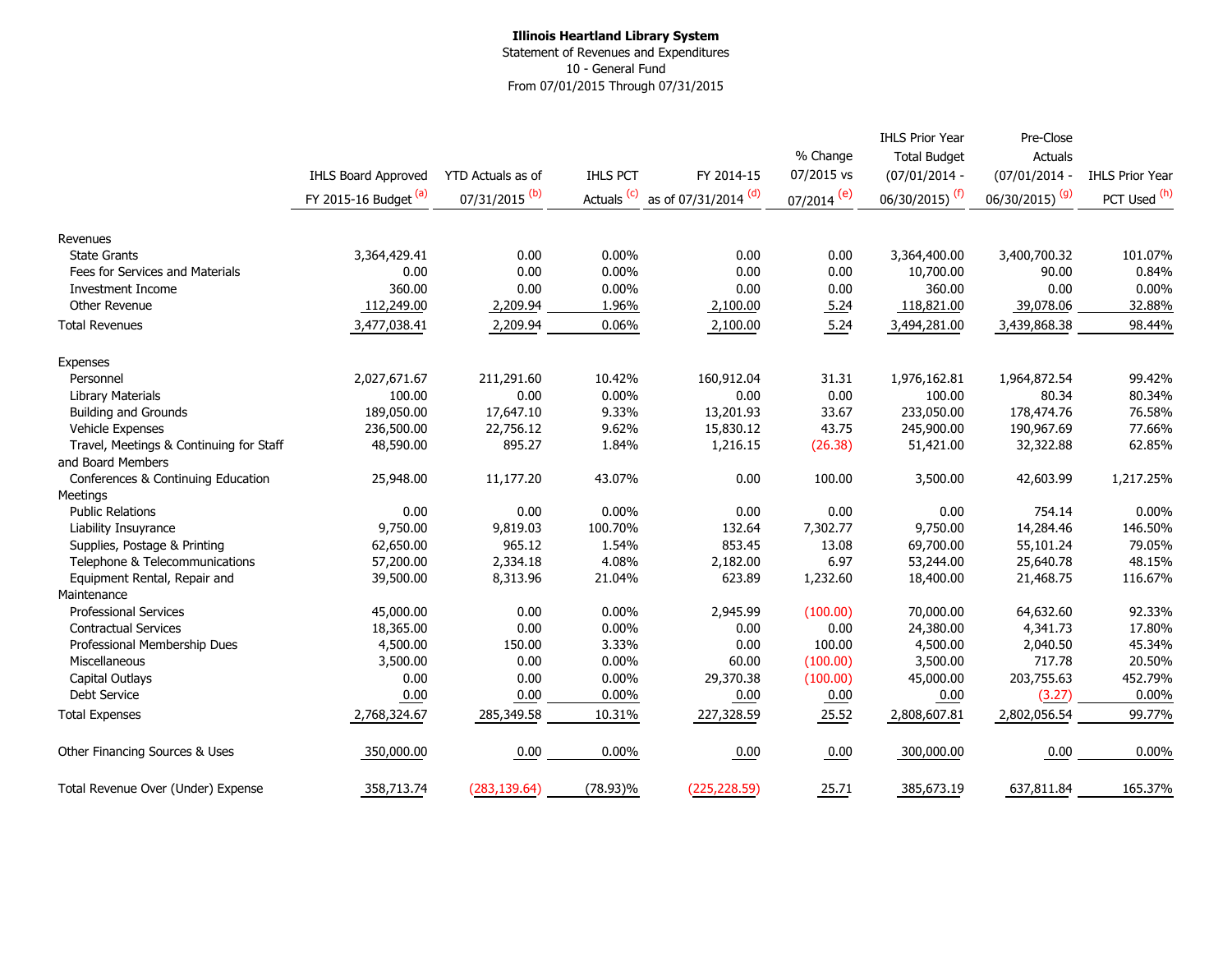**Illinois Heartland Library System**

Statement of Revenues and Expenditures

10 - General Fund

From 07/01/2015 Through 07/31/2015

| | IHLS Board Approved FY 2015-16 Budget [a] | YTD Actuals as of 07/31/2015 [b] | IHLS PCT Actuals [c] | FY 2014-15 as of 07/31/2014 [d] | % Change 07/2015 vs 07/2014 [e] | IHLS Prior Year Total Budget (07/01/2014 - 06/30/2015) [f] | Pre-Close Actuals (07/01/2014 - 06/30/2015) [g] | IHLS Prior Year PCT Used [h] |
|---|---|---|---|---|---|---|---|---|
| Revenues | | | | | | | | |
| State Grants | 3,364,429.41 | 0.00 | 0.00% | 0.00 | 0.00 | 3,364,400.00 | 3,400,700.32 | 101.07% |
| Fees for Services and Materials | 0.00 | 0.00 | 0.00% | 0.00 | 0.00 | 10,700.00 | 90.00 | 0.84% |
| Investment Income | 360.00 | 0.00 | 0.00% | 0.00 | 0.00 | 360.00 | 0.00 | 0.00% |
| Other Revenue | 112,249.00 | 2,209.94 | 1.96% | 2,100.00 | 5.24 | 118,821.00 | 39,078.06 | 32.88% |
| Total Revenues | 3,477,038.41 | 2,209.94 | 0.06% | 2,100.00 | 5.24 | 3,494,281.00 | 3,439,868.38 | 98.44% |
| Expenses | | | | | | | | |
| Personnel | 2,027,671.67 | 211,291.60 | 10.42% | 160,912.04 | 31.31 | 1,976,162.81 | 1,964,872.54 | 99.42% |
| Library Materials | 100.00 | 0.00 | 0.00% | 0.00 | 0.00 | 100.00 | 80.34 | 80.34% |
| Building and Grounds | 189,050.00 | 17,647.10 | 9.33% | 13,201.93 | 33.67 | 233,050.00 | 178,474.76 | 76.58% |
| Vehicle Expenses | 236,500.00 | 22,756.12 | 9.62% | 15,830.12 | 43.75 | 245,900.00 | 190,967.69 | 77.66% |
| Travel, Meetings & Continuing for Staff and Board Members | 48,590.00 | 895.27 | 1.84% | 1,216.15 | (26.38) | 51,421.00 | 32,322.88 | 62.85% |
| Conferences & Continuing Education Meetings | 25,948.00 | 11,177.20 | 43.07% | 0.00 | 100.00 | 3,500.00 | 42,603.99 | 1,217.25% |
| Public Relations | 0.00 | 0.00 | 0.00% | 0.00 | 0.00 | 0.00 | 754.14 | 0.00% |
| Liability Insuyrance | 9,750.00 | 9,819.03 | 100.70% | 132.64 | 7,302.77 | 9,750.00 | 14,284.46 | 146.50% |
| Supplies, Postage & Printing | 62,650.00 | 965.12 | 1.54% | 853.45 | 13.08 | 69,700.00 | 55,101.24 | 79.05% |
| Telephone & Telecommunications | 57,200.00 | 2,334.18 | 4.08% | 2,182.00 | 6.97 | 53,244.00 | 25,640.78 | 48.15% |
| Equipment Rental, Repair and Maintenance | 39,500.00 | 8,313.96 | 21.04% | 623.89 | 1,232.60 | 18,400.00 | 21,468.75 | 116.67% |
| Professional Services | 45,000.00 | 0.00 | 0.00% | 2,945.99 | (100.00) | 70,000.00 | 64,632.60 | 92.33% |
| Contractual Services | 18,365.00 | 0.00 | 0.00% | 0.00 | 0.00 | 24,380.00 | 4,341.73 | 17.80% |
| Professional Membership Dues | 4,500.00 | 150.00 | 3.33% | 0.00 | 100.00 | 4,500.00 | 2,040.50 | 45.34% |
| Miscellaneous | 3,500.00 | 0.00 | 0.00% | 60.00 | (100.00) | 3,500.00 | 717.78 | 20.50% |
| Capital Outlays | 0.00 | 0.00 | 0.00% | 29,370.38 | (100.00) | 45,000.00 | 203,755.63 | 452.79% |
| Debt Service | 0.00 | 0.00 | 0.00% | 0.00 | 0.00 | 0.00 | (3.27) | 0.00% |
| Total Expenses | 2,768,324.67 | 285,349.58 | 10.31% | 227,328.59 | 25.52 | 2,808,607.81 | 2,802,056.54 | 99.77% |
| Other Financing Sources & Uses | 350,000.00 | 0.00 | 0.00% | 0.00 | 0.00 | 300,000.00 | 0.00 | 0.00% |
| Total Revenue Over (Under) Expense | 358,713.74 | (283,139.64) | (78.93)% | (225,228.59) | 25.71 | 385,673.19 | 637,811.84 | 165.37% |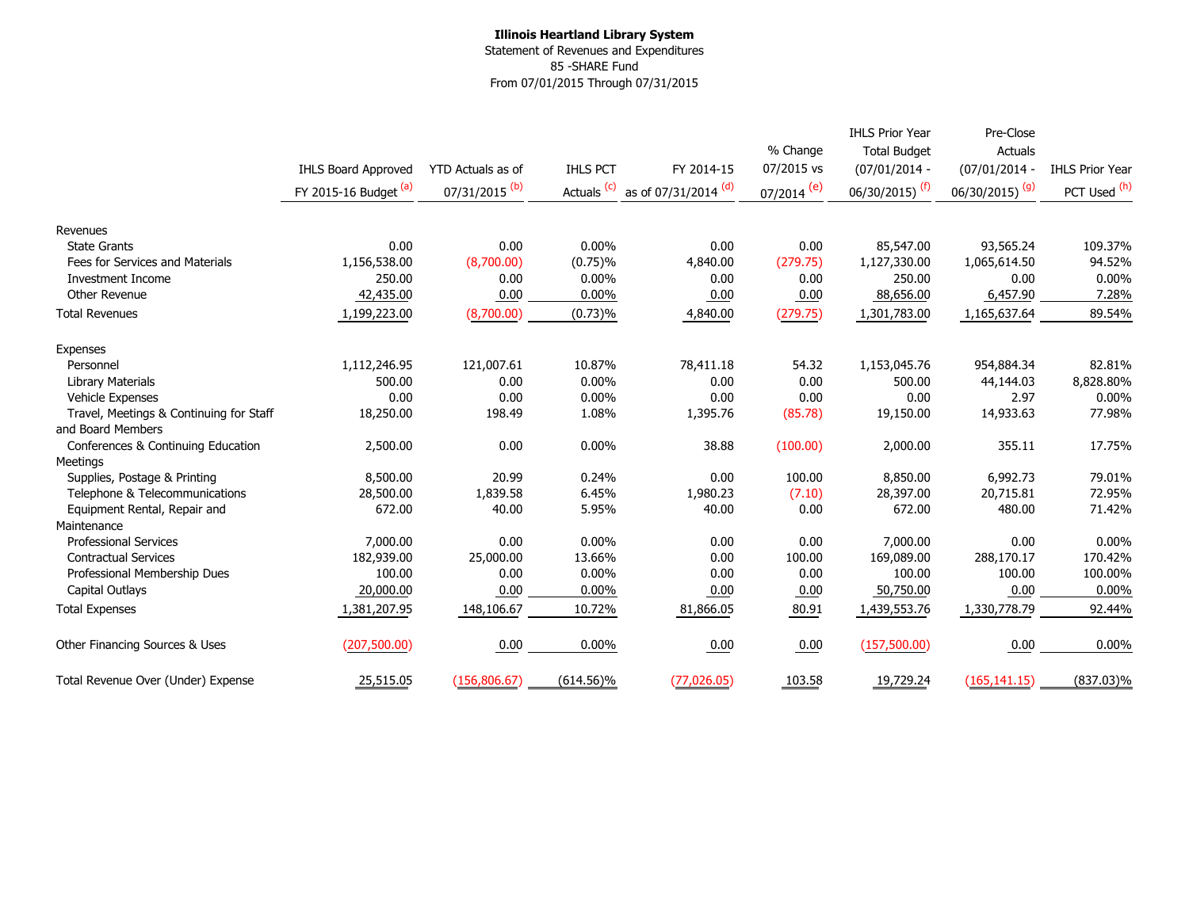**Illinois Heartland Library System**
Statement of Revenues and Expenditures
85 -SHARE Fund
From 07/01/2015 Through 07/31/2015

| | IHLS Board Approved FY 2015-16 Budget [a] | YTD Actuals as of 07/31/2015 [b] | IHLS PCT Actuals [c] | FY 2014-15 as of 07/31/2014 [d] | % Change 07/2015 vs 07/2014 [e] | IHLS Prior Year Total Budget (07/01/2014 - 06/30/2015) [f] | Pre-Close Actuals (07/01/2014 - 06/30/2015) [g] | IHLS Prior Year PCT Used [h] |
|---|---|---|---|---|---|---|---|---|
| **Revenues** | | | | | | | | |
| State Grants | 0.00 | 0.00 | 0.00% | 0.00 | 0.00 | 85,547.00 | 93,565.24 | 109.37% |
| Fees for Services and Materials | 1,156,538.00 | (8,700.00) | (0.75)% | 4,840.00 | (279.75) | 1,127,330.00 | 1,065,614.50 | 94.52% |
| Investment Income | 250.00 | 0.00 | 0.00% | 0.00 | 0.00 | 250.00 | 0.00 | 0.00% |
| Other Revenue | 42,435.00 | 0.00 | 0.00% | 0.00 | 0.00 | 88,656.00 | 6,457.90 | 7.28% |
| Total Revenues | 1,199,223.00 | (8,700.00) | (0.73)% | 4,840.00 | (279.75) | 1,301,783.00 | 1,165,637.64 | 89.54% |
| **Expenses** | | | | | | | | |
| Personnel | 1,112,246.95 | 121,007.61 | 10.87% | 78,411.18 | 54.32 | 1,153,045.76 | 954,884.34 | 82.81% |
| Library Materials | 500.00 | 0.00 | 0.00% | 0.00 | 0.00 | 500.00 | 44,144.03 | 8,828.80% |
| Vehicle Expenses | 0.00 | 0.00 | 0.00% | 0.00 | 0.00 | 0.00 | 2.97 | 0.00% |
| Travel, Meetings & Continuing for Staff and Board Members | 18,250.00 | 198.49 | 1.08% | 1,395.76 | (85.78) | 19,150.00 | 14,933.63 | 77.98% |
| Conferences & Continuing Education Meetings | 2,500.00 | 0.00 | 0.00% | 38.88 | (100.00) | 2,000.00 | 355.11 | 17.75% |
| Supplies, Postage & Printing | 8,500.00 | 20.99 | 0.24% | 0.00 | 100.00 | 8,850.00 | 6,992.73 | 79.01% |
| Telephone & Telecommunications | 28,500.00 | 1,839.58 | 6.45% | 1,980.23 | (7.10) | 28,397.00 | 20,715.81 | 72.95% |
| Equipment Rental, Repair and Maintenance | 672.00 | 40.00 | 5.95% | 40.00 | 0.00 | 672.00 | 480.00 | 71.42% |
| Professional Services | 7,000.00 | 0.00 | 0.00% | 0.00 | 0.00 | 7,000.00 | 0.00 | 0.00% |
| Contractual Services | 182,939.00 | 25,000.00 | 13.66% | 0.00 | 100.00 | 169,089.00 | 288,170.17 | 170.42% |
| Professional Membership Dues | 100.00 | 0.00 | 0.00% | 0.00 | 0.00 | 100.00 | 100.00 | 100.00% |
| Capital Outlays | 20,000.00 | 0.00 | 0.00% | 0.00 | 0.00 | 50,750.00 | 0.00 | 0.00% |
| Total Expenses | 1,381,207.95 | 148,106.67 | 10.72% | 81,866.05 | 80.91 | 1,439,553.76 | 1,330,778.79 | 92.44% |
| Other Financing Sources & Uses | (207,500.00) | 0.00 | 0.00% | 0.00 | 0.00 | (157,500.00) | 0.00 | 0.00% |
| Total Revenue Over (Under) Expense | 25,515.05 | (156,806.67) | (614.56)% | (77,026.05) | 103.58 | 19,729.24 | (165,141.15) | (837.03)% |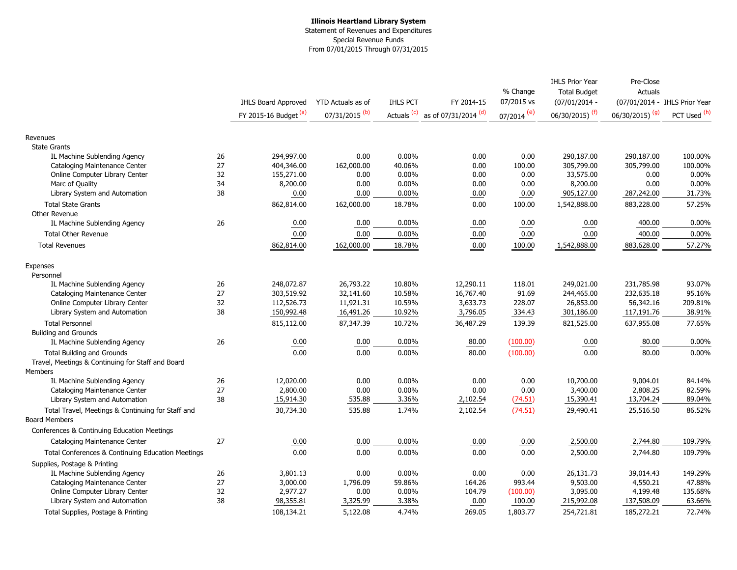**Illinois Heartland Library System**

Statement of Revenues and Expenditures

Special Revenue Funds

From 07/01/2015 Through 07/31/2015

| | | IHLS Board Approved FY 2015-16 Budget [(a)] | YTD Actuals as of 07/31/2015 [(b)] | IHLS PCT Actuals [(c)] | FY 2014-15 as of 07/31/2014 [(d)] | % Change 07/2015 vs 07/2014 [(e)] | IHLS Prior Year Total Budget (07/01/2014 - 06/30/2015) [(f)] | Pre-Close Actuals (07/01/2014 - 06/30/2015) [(g)] | IHLS Prior Year PCT Used [(h)] |
|---|---|---|---|---|---|---|---|---|---|
| Revenues | | | | | | | | | |
| State Grants | | | | | | | | | |
| IL Machine Sublending Agency | 26 | 294,997.00 | 0.00 | 0.00% | 0.00 | 0.00 | 290,187.00 | 290,187.00 | 100.00% |
| Cataloging Maintenance Center | 27 | 404,346.00 | 162,000.00 | 40.06% | 0.00 | 100.00 | 305,799.00 | 305,799.00 | 100.00% |
| Online Computer Library Center | 32 | 155,271.00 | 0.00 | 0.00% | 0.00 | 0.00 | 33,575.00 | 0.00 | 0.00% |
| Marc of Quality | 34 | 8,200.00 | 0.00 | 0.00% | 0.00 | 0.00 | 8,200.00 | 0.00 | 0.00% |
| Library System and Automation | 38 | 0.00 | 0.00 | 0.00% | 0.00 | 0.00 | 905,127.00 | 287,242.00 | 31.73% |
| Total State Grants | | 862,814.00 | 162,000.00 | 18.78% | 0.00 | 100.00 | 1,542,888.00 | 883,228.00 | 57.25% |
| Other Revenue | | | | | | | | | |
| IL Machine Sublending Agency | 26 | 0.00 | 0.00 | 0.00% | 0.00 | 0.00 | 0.00 | 400.00 | 0.00% |
| Total Other Revenue | | 0.00 | 0.00 | 0.00% | 0.00 | 0.00 | 0.00 | 400.00 | 0.00% |
| Total Revenues | | 862,814.00 | 162,000.00 | 18.78% | 0.00 | 100.00 | 1,542,888.00 | 883,628.00 | 57.27% |
| Expenses | | | | | | | | | |
| Personnel | | | | | | | | | |
| IL Machine Sublending Agency | 26 | 248,072.87 | 26,793.22 | 10.80% | 12,290.11 | 118.01 | 249,021.00 | 231,785.98 | 93.07% |
| Cataloging Maintenance Center | 27 | 303,519.92 | 32,141.60 | 10.58% | 16,767.40 | 91.69 | 244,465.00 | 232,635.18 | 95.16% |
| Online Computer Library Center | 32 | 112,526.73 | 11,921.31 | 10.59% | 3,633.73 | 228.07 | 26,853.00 | 56,342.16 | 209.81% |
| Library System and Automation | 38 | 150,992.48 | 16,491.26 | 10.92% | 3,796.05 | 334.43 | 301,186.00 | 117,191.76 | 38.91% |
| Total Personnel | | 815,112.00 | 87,347.39 | 10.72% | 36,487.29 | 139.39 | 821,525.00 | 637,955.08 | 77.65% |
| Building and Grounds | | | | | | | | | |
| IL Machine Sublending Agency | 26 | 0.00 | 0.00 | 0.00% | 80.00 | (100.00) | 0.00 | 80.00 | 0.00% |
| Total Building and Grounds | | 0.00 | 0.00 | 0.00% | 80.00 | (100.00) | 0.00 | 80.00 | 0.00% |
| Travel, Meetings & Continuing for Staff and Board Members | | | | | | | | | |
| IL Machine Sublending Agency | 26 | 12,020.00 | 0.00 | 0.00% | 0.00 | 0.00 | 10,700.00 | 9,004.01 | 84.14% |
| Cataloging Maintenance Center | 27 | 2,800.00 | 0.00 | 0.00% | 0.00 | 0.00 | 3,400.00 | 2,808.25 | 82.59% |
| Library System and Automation | 38 | 15,914.30 | 535.88 | 3.36% | 2,102.54 | (74.51) | 15,390.41 | 13,704.24 | 89.04% |
| Total Travel, Meetings & Continuing for Staff and Board Members | | 30,734.30 | 535.88 | 1.74% | 2,102.54 | (74.51) | 29,490.41 | 25,516.50 | 86.52% |
| Conferences & Continuing Education Meetings | | | | | | | | | |
| Cataloging Maintenance Center | 27 | 0.00 | 0.00 | 0.00% | 0.00 | 0.00 | 2,500.00 | 2,744.80 | 109.79% |
| Total Conferences & Continuing Education Meetings | | 0.00 | 0.00 | 0.00% | 0.00 | 0.00 | 2,500.00 | 2,744.80 | 109.79% |
| Supplies, Postage & Printing | | | | | | | | | |
| IL Machine Sublending Agency | 26 | 3,801.13 | 0.00 | 0.00% | 0.00 | 0.00 | 26,131.73 | 39,014.43 | 149.29% |
| Cataloging Maintenance Center | 27 | 3,000.00 | 1,796.09 | 59.86% | 164.26 | 993.44 | 9,503.00 | 4,550.21 | 47.88% |
| Online Computer Library Center | 32 | 2,977.27 | 0.00 | 0.00% | 104.79 | (100.00) | 3,095.00 | 4,199.48 | 135.68% |
| Library System and Automation | 38 | 98,355.81 | 3,325.99 | 3.38% | 0.00 | 100.00 | 215,992.08 | 137,508.09 | 63.66% |
| Total Supplies, Postage & Printing | | 108,134.21 | 5,122.08 | 4.74% | 269.05 | 1,803.77 | 254,721.81 | 185,272.21 | 72.74% |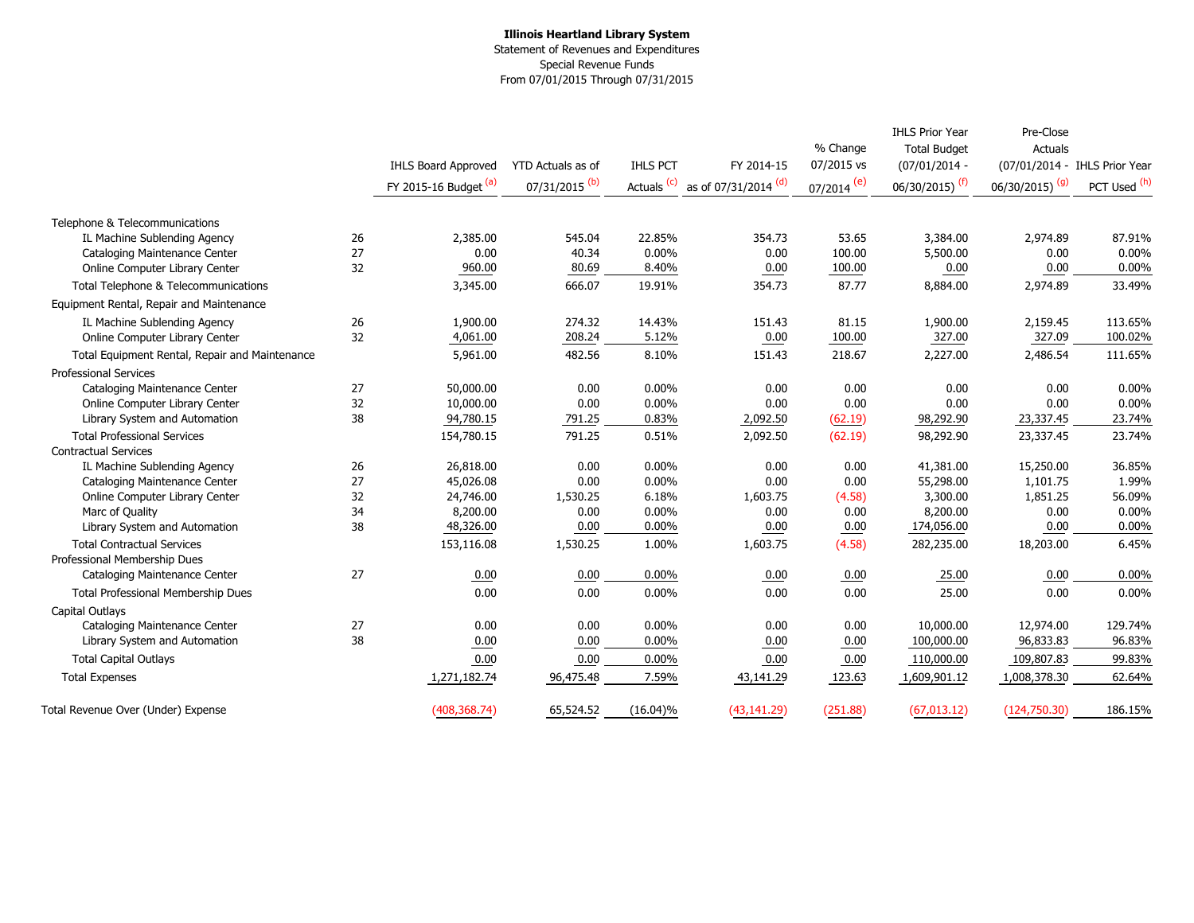**Illinois Heartland Library System**
Statement of Revenues and Expenditures
Special Revenue Funds
From 07/01/2015 Through 07/31/2015

| | | IHLS Board Approved FY 2015-16 Budget [(a)] | YTD Actuals as of 07/31/2015 [(b)] | IHLS PCT Actuals [(c)] | FY 2014-15 as of 07/31/2014 [(d)] | % Change 07/2015 vs 07/2014 [(e)] | IHLS Prior Year Total Budget (07/01/2014 - 06/30/2015) [(f)] | Pre-Close Actuals (07/01/2014 - 06/30/2015) [(g)] | IHLS Prior Year PCT Used [(h)] |
|---|---|---|---|---|---|---|---|---|---|
| Telephone & Telecommunications | | | | | | | | | |
| IL Machine Sublending Agency | 26 | 2,385.00 | 545.04 | 22.85% | 354.73 | 53.65 | 3,384.00 | 2,974.89 | 87.91% |
| Cataloging Maintenance Center | 27 | 0.00 | 40.34 | 0.00% | 0.00 | 100.00 | 5,500.00 | 0.00 | 0.00% |
| Online Computer Library Center | 32 | 960.00 | 80.69 | 8.40% | 0.00 | 100.00 | 0.00 | 0.00 | 0.00% |
| Total Telephone & Telecommunications | | 3,345.00 | 666.07 | 19.91% | 354.73 | 87.77 | 8,884.00 | 2,974.89 | 33.49% |
| Equipment Rental, Repair and Maintenance | | | | | | | | | |
| IL Machine Sublending Agency | 26 | 1,900.00 | 274.32 | 14.43% | 151.43 | 81.15 | 1,900.00 | 2,159.45 | 113.65% |
| Online Computer Library Center | 32 | 4,061.00 | 208.24 | 5.12% | 0.00 | 100.00 | 327.00 | 327.09 | 100.02% |
| Total Equipment Rental, Repair and Maintenance | | 5,961.00 | 482.56 | 8.10% | 151.43 | 218.67 | 2,227.00 | 2,486.54 | 111.65% |
| Professional Services | | | | | | | | | |
| Cataloging Maintenance Center | 27 | 50,000.00 | 0.00 | 0.00% | 0.00 | 0.00 | 0.00 | 0.00 | 0.00% |
| Online Computer Library Center | 32 | 10,000.00 | 0.00 | 0.00% | 0.00 | 0.00 | 0.00 | 0.00 | 0.00% |
| Library System and Automation | 38 | 94,780.15 | 791.25 | 0.83% | 2,092.50 | (62.19) | 98,292.90 | 23,337.45 | 23.74% |
| Total Professional Services | | 154,780.15 | 791.25 | 0.51% | 2,092.50 | (62.19) | 98,292.90 | 23,337.45 | 23.74% |
| Contractual Services | | | | | | | | | |
| IL Machine Sublending Agency | 26 | 26,818.00 | 0.00 | 0.00% | 0.00 | 0.00 | 41,381.00 | 15,250.00 | 36.85% |
| Cataloging Maintenance Center | 27 | 45,026.08 | 0.00 | 0.00% | 0.00 | 0.00 | 55,298.00 | 1,101.75 | 1.99% |
| Online Computer Library Center | 32 | 24,746.00 | 1,530.25 | 6.18% | 1,603.75 | (4.58) | 3,300.00 | 1,851.25 | 56.09% |
| Marc of Quality | 34 | 8,200.00 | 0.00 | 0.00% | 0.00 | 0.00 | 8,200.00 | 0.00 | 0.00% |
| Library System and Automation | 38 | 48,326.00 | 0.00 | 0.00% | 0.00 | 0.00 | 174,056.00 | 0.00 | 0.00% |
| Total Contractual Services | | 153,116.08 | 1,530.25 | 1.00% | 1,603.75 | (4.58) | 282,235.00 | 18,203.00 | 6.45% |
| Professional Membership Dues | | | | | | | | | |
| Cataloging Maintenance Center | 27 | 0.00 | 0.00 | 0.00% | 0.00 | 0.00 | 25.00 | 0.00 | 0.00% |
| Total Professional Membership Dues | | 0.00 | 0.00 | 0.00% | 0.00 | 0.00 | 25.00 | 0.00 | 0.00% |
| Capital Outlays | | | | | | | | | |
| Cataloging Maintenance Center | 27 | 0.00 | 0.00 | 0.00% | 0.00 | 0.00 | 10,000.00 | 12,974.00 | 129.74% |
| Library System and Automation | 38 | 0.00 | 0.00 | 0.00% | 0.00 | 0.00 | 100,000.00 | 96,833.83 | 96.83% |
| Total Capital Outlays | | 0.00 | 0.00 | 0.00% | 0.00 | 0.00 | 110,000.00 | 109,807.83 | 99.83% |
| Total Expenses | | 1,271,182.74 | 96,475.48 | 7.59% | 43,141.29 | 123.63 | 1,609,901.12 | 1,008,378.30 | 62.64% |
| Total Revenue Over (Under) Expense | | (408,368.74) | 65,524.52 | (16.04)% | (43,141.29) | (251.88) | (67,013.12) | (124,750.30) | 186.15% |